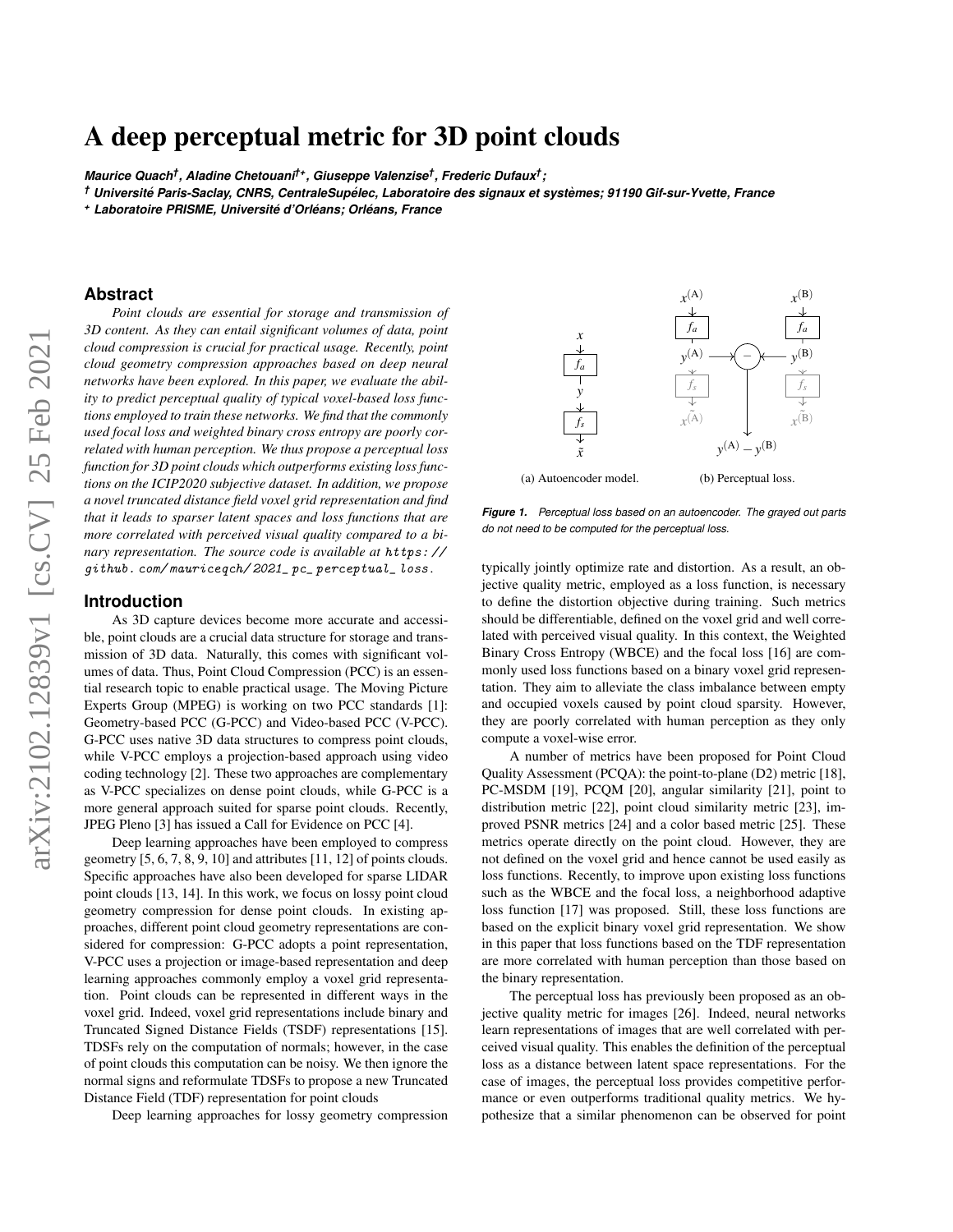# A deep perceptual metric for 3D point clouds

***Maurice Quach*[†]*, Aladine Chetouani*[†+]*, Giuseppe Valenzise*[†]*, Frederic Dufaux*[†]*;***

***[†] Université Paris-Saclay, CNRS, CentraleSupélec, Laboratoire des signaux et systèmes; 91190 Gif-sur-Yvette, France***

***[+] Laboratoire PRISME, Université d'Orléans; Orléans, France***

## Abstract

*Point clouds are essential for storage and transmission of 3D content. As they can entail significant volumes of data, point cloud compression is crucial for practical usage. Recently, point cloud geometry compression approaches based on deep neural networks have been explored. In this paper, we evaluate the ability to predict perceptual quality of typical voxel-based loss functions employed to train these networks. We find that the commonly used focal loss and weighted binary cross entropy are poorly correlated with human perception. We thus propose a perceptual loss function for 3D point clouds which outperforms existing loss functions on the ICIP2020 subjective dataset. In addition, we propose a novel truncated distance field voxel grid representation and find that it leads to sparser latent spaces and loss functions that are more correlated with perceived visual quality compared to a binary representation. The source code is available at https://github.com/mauriceqch/2021_pc_perceptual_loss.*

## Introduction

As 3D capture devices become more accurate and accessible, point clouds are a crucial data structure for storage and transmission of 3D data. Naturally, this comes with significant volumes of data. Thus, Point Cloud Compression (PCC) is an essential research topic to enable practical usage. The Moving Picture Experts Group (MPEG) is working on two PCC standards [1]: Geometry-based PCC (G-PCC) and Video-based PCC (V-PCC). G-PCC uses native 3D data structures to compress point clouds, while V-PCC employs a projection-based approach using video coding technology [2]. These two approaches are complementary as V-PCC specializes on dense point clouds, while G-PCC is a more general approach suited for sparse point clouds. Recently, JPEG Pleno [3] has issued a Call for Evidence on PCC [4].

Deep learning approaches have been employed to compress geometry [5, 6, 7, 8, 9, 10] and attributes [11, 12] of points clouds. Specific approaches have also been developed for sparse LIDAR point clouds [13, 14]. In this work, we focus on lossy point cloud geometry compression for dense point clouds. In existing approaches, different point cloud geometry representations are considered for compression: G-PCC adopts a point representation, V-PCC uses a projection or image-based representation and deep learning approaches commonly employ a voxel grid representation. Point clouds can be represented in different ways in the voxel grid. Indeed, voxel grid representations include binary and Truncated Signed Distance Fields (TSDF) representations [15]. TDSFs rely on the computation of normals; however, in the case of point clouds this computation can be noisy. We then ignore the normal signs and reformulate TDSFs to propose a new Truncated Distance Field (TDF) representation for point clouds

Deep learning approaches for lossy geometry compression typically jointly optimize rate and distortion. As a result, an objective quality metric, employed as a loss function, is necessary to define the distortion objective during training. Such metrics should be differentiable, defined on the voxel grid and well correlated with perceived visual quality. In this context, the Weighted Binary Cross Entropy (WBCE) and the focal loss [16] are commonly used loss functions based on a binary voxel grid representation. They aim to alleviate the class imbalance between empty and occupied voxels caused by point cloud sparsity. However, they are poorly correlated with human perception as they only compute a voxel-wise error.

(a) Autoencoder model. (b) Perceptual loss.

***Figure 1.*** *Perceptual loss based on an autoencoder. The grayed out parts do not need to be computed for the perceptual loss.*

A number of metrics have been proposed for Point Cloud Quality Assessment (PCQA): the point-to-plane (D2) metric [18], PC-MSDM [19], PCQM [20], angular similarity [21], point to distribution metric [22], point cloud similarity metric [23], improved PSNR metrics [24] and a color based metric [25]. These metrics operate directly on the point cloud. However, they are not defined on the voxel grid and hence cannot be used easily as loss functions. Recently, to improve upon existing loss functions such as the WBCE and the focal loss, a neighborhood adaptive loss function [17] was proposed. Still, these loss functions are based on the explicit binary voxel grid representation. We show in this paper that loss functions based on the TDF representation are more correlated with human perception than those based on the binary representation.

The perceptual loss has previously been proposed as an objective quality metric for images [26]. Indeed, neural networks learn representations of images that are well correlated with perceived visual quality. This enables the definition of the perceptual loss as a distance between latent space representations. For the case of images, the perceptual loss provides competitive performance or even outperforms traditional quality metrics. We hypothesize that a similar phenomenon can be observed for point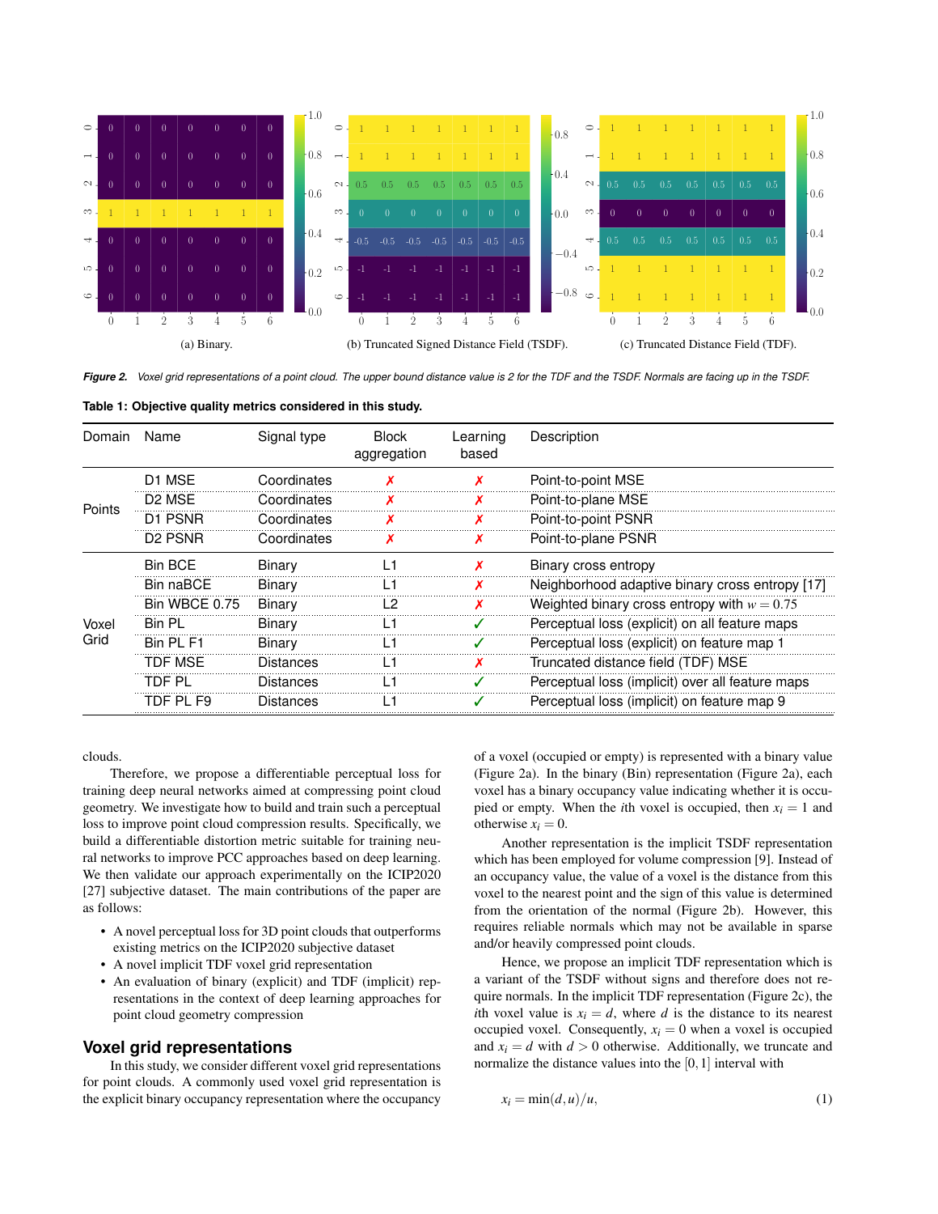(a) Binary.

(b) Truncated Signed Distance Field (TSDF).

(c) Truncated Distance Field (TDF).

*Figure 2. Voxel grid representations of a point cloud. The upper bound distance value is 2 for the TDF and the TSDF. Normals are facing up in the TSDF.*

**Table 1: Objective quality metrics considered in this study.**

| Domain | Name | Signal type | Block aggregation | Learning based | Description |
|---|---|---|---|---|---|
| Points | D1 MSE | Coordinates | ✗ | ✗ | Point-to-point MSE |
| | D2 MSE | Coordinates | ✗ | ✗ | Point-to-plane MSE |
| | D1 PSNR | Coordinates | ✗ | ✗ | Point-to-point PSNR |
| | D2 PSNR | Coordinates | ✗ | ✗ | Point-to-plane PSNR |
| Voxel Grid | Bin BCE | Binary | L1 | ✗ | Binary cross entropy |
| | Bin naBCE | Binary | L1 | ✗ | Neighborhood adaptive binary cross entropy [17] |
| | Bin WBCE 0.75 | Binary | L2 | ✗ | Weighted binary cross entropy with $w = 0.75$ |
| | Bin PL | Binary | L1 | ✓ | Perceptual loss (explicit) on all feature maps |
| | Bin PL F1 | Binary | L1 | ✓ | Perceptual loss (explicit) on feature map 1 |
| | TDF MSE | Distances | L1 | ✗ | Truncated distance field (TDF) MSE |
| | TDF PL | Distances | L1 | ✓ | Perceptual loss (implicit) over all feature maps |
| | TDF PL F9 | Distances | L1 | ✓ | Perceptual loss (implicit) on feature map 9 |

clouds.

Therefore, we propose a differentiable perceptual loss for training deep neural networks aimed at compressing point cloud geometry. We investigate how to build and train such a perceptual loss to improve point cloud compression results. Specifically, we build a differentiable distortion metric suitable for training neural networks to improve PCC approaches based on deep learning. We then validate our approach experimentally on the ICIP2020 [27] subjective dataset. The main contributions of the paper are as follows:

- A novel perceptual loss for 3D point clouds that outperforms existing metrics on the ICIP2020 subjective dataset
- A novel implicit TDF voxel grid representation
- An evaluation of binary (explicit) and TDF (implicit) representations in the context of deep learning approaches for point cloud geometry compression

## Voxel grid representations

In this study, we consider different voxel grid representations for point clouds. A commonly used voxel grid representation is the explicit binary occupancy representation where the occupancy of a voxel (occupied or empty) is represented with a binary value (Figure 2a). In the binary (Bin) representation (Figure 2a), each voxel has a binary occupancy value indicating whether it is occupied or empty. When the $i$th voxel is occupied, then $x_i = 1$ and otherwise $x_i = 0$.

Another representation is the implicit TSDF representation which has been employed for volume compression [9]. Instead of an occupancy value, the value of a voxel is the distance from this voxel to the nearest point and the sign of this value is determined from the orientation of the normal (Figure 2b). However, this requires reliable normals which may not be available in sparse and/or heavily compressed point clouds.

Hence, we propose an implicit TDF representation which is a variant of the TSDF without signs and therefore does not require normals. In the implicit TDF representation (Figure 2c), the $i$th voxel value is $x_i = d$, where $d$ is the distance to its nearest occupied voxel. Consequently, $x_i = 0$ when a voxel is occupied and $x_i = d$ with $d > 0$ otherwise. Additionally, we truncate and normalize the distance values into the $[0, 1]$ interval with

$$x_i = \min(d, u)/u, \tag{1}$$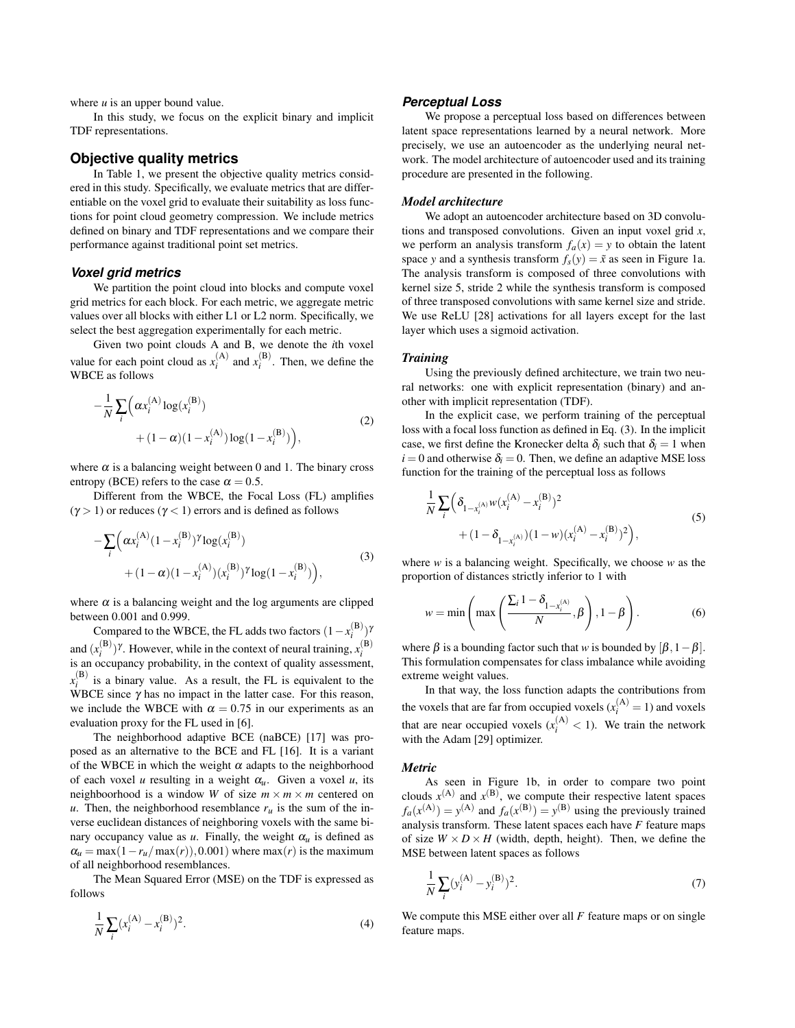where $u$ is an upper bound value.

In this study, we focus on the explicit binary and implicit TDF representations.

## Objective quality metrics

In Table 1, we present the objective quality metrics considered in this study. Specifically, we evaluate metrics that are differentiable on the voxel grid to evaluate their suitability as loss functions for point cloud geometry compression. We include metrics defined on binary and TDF representations and we compare their performance against traditional point set metrics.

### Voxel grid metrics

We partition the point cloud into blocks and compute voxel grid metrics for each block. For each metric, we aggregate metric values over all blocks with either L1 or L2 norm. Specifically, we select the best aggregation experimentally for each metric.

Given two point clouds A and B, we denote the $i$th voxel value for each point cloud as $x_i^{(\text{A})}$ and $x_i^{(\text{B})}$. Then, we define the WBCE as follows

$$
\begin{aligned}
-\frac{1}{N}\sum_i \Big( & \alpha x_i^{(\text{A})} \log(x_i^{(\text{B})}) \\
& + (1-\alpha)(1-x_i^{(\text{A})})\log(1-x_i^{(\text{B})}) \Big),
\end{aligned}
\tag{2}
$$

where $\alpha$ is a balancing weight between 0 and 1. The binary cross entropy (BCE) refers to the case $\alpha = 0.5$.

Different from the WBCE, the Focal Loss (FL) amplifies ($\gamma > 1$) or reduces ($\gamma < 1$) errors and is defined as follows

$$
\begin{aligned}
-\sum_i \Big( & \alpha x_i^{(\text{A})} (1-x_i^{(\text{B})})^{\gamma} \log(x_i^{(\text{B})}) \\
& + (1-\alpha)(1-x_i^{(\text{A})})(x_i^{(\text{B})})^{\gamma}\log(1-x_i^{(\text{B})}) \Big),
\end{aligned}
\tag{3}
$$

where $\alpha$ is a balancing weight and the log arguments are clipped between 0.001 and 0.999.

Compared to the WBCE, the FL adds two factors $(1-x_i^{(\text{B})})^{\gamma}$ and $(x_i^{(\text{B})})^{\gamma}$. However, while in the context of neural training, $x_i^{(\text{B})}$ is an occupancy probability, in the context of quality assessment, $x_i^{(\text{B})}$ is a binary value. As a result, the FL is equivalent to the WBCE since $\gamma$ has no impact in the latter case. For this reason, we include the WBCE with $\alpha = 0.75$ in our experiments as an evaluation proxy for the FL used in [6].

The neighborhood adaptive BCE (naBCE) [17] was proposed as an alternative to the BCE and FL [16]. It is a variant of the WBCE in which the weight $\alpha$ adapts to the neighborhood of each voxel $u$ resulting in a weight $\alpha_u$. Given a voxel $u$, its neighboorhood is a window $W$ of size $m \times m \times m$ centered on $u$. Then, the neighborhood resemblance $r_u$ is the sum of the inverse euclidean distances of neighboring voxels with the same binary occupancy value as $u$. Finally, the weight $\alpha_u$ is defined as $\alpha_u = \max(1 - r_u/\max(r)), 0.001)$ where $\max(r)$ is the maximum of all neighborhood resemblances.

The Mean Squared Error (MSE) on the TDF is expressed as follows

$$
\frac{1}{N}\sum_i (x_i^{(\text{A})} - x_i^{(\text{B})})^2.
\tag{4}
$$

### Perceptual Loss

We propose a perceptual loss based on differences between latent space representations learned by a neural network. More precisely, we use an autoencoder as the underlying neural network. The model architecture of autoencoder used and its training procedure are presented in the following.

#### *Model architecture*

We adopt an autoencoder architecture based on 3D convolutions and transposed convolutions. Given an input voxel grid $x$, we perform an analysis transform $f_a(x) = y$ to obtain the latent space $y$ and a synthesis transform $f_s(y) = \tilde{x}$ as seen in Figure 1a. The analysis transform is composed of three convolutions with kernel size 5, stride 2 while the synthesis transform is composed of three transposed convolutions with same kernel size and stride. We use ReLU [28] activations for all layers except for the last layer which uses a sigmoid activation.

#### *Training*

Using the previously defined architecture, we train two neural networks: one with explicit representation (binary) and another with implicit representation (TDF).

In the explicit case, we perform training of the perceptual loss with a focal loss function as defined in Eq. (3). In the implicit case, we first define the Kronecker delta $\delta_i$ such that $\delta_i = 1$ when $i = 0$ and otherwise $\delta_i = 0$. Then, we define an adaptive MSE loss function for the training of the perceptual loss as follows

$$
\begin{aligned}
\frac{1}{N}\sum_i \Big( & \delta_{1-x_i^{(\text{A})}} w (x_i^{(\text{A})} - x_i^{(\text{B})})^2 \\
& + (1-\delta_{1-x_i^{(\text{A})}})(1-w)(x_i^{(\text{A})} - x_i^{(\text{B})})^2 \Big),
\end{aligned}
\tag{5}
$$

where $w$ is a balancing weight. Specifically, we choose $w$ as the proportion of distances strictly inferior to 1 with

$$
w = \min\left( \max\left( \frac{\sum_i 1 - \delta_{1-x_i^{(\text{A})}}}{N}, \beta \right), 1-\beta \right).
\tag{6}
$$

where $\beta$ is a bounding factor such that $w$ is bounded by $[\beta, 1-\beta]$. This formulation compensates for class imbalance while avoiding extreme weight values.

In that way, the loss function adapts the contributions from the voxels that are far from occupied voxels ($x_i^{(\text{A})} = 1$) and voxels that are near occupied voxels ($x_i^{(\text{A})} < 1$). We train the network with the Adam [29] optimizer.

#### *Metric*

As seen in Figure 1b, in order to compare two point clouds $x^{(\text{A})}$ and $x^{(\text{B})}$, we compute their respective latent spaces $f_a(x^{(\text{A})}) = y^{(\text{A})}$ and $f_a(x^{(\text{B})}) = y^{(\text{B})}$ using the previously trained analysis transform. These latent spaces each have $F$ feature maps of size $W \times D \times H$ (width, depth, height). Then, we define the MSE between latent spaces as follows

$$
\frac{1}{N}\sum_i (y_i^{(\text{A})} - y_i^{(\text{B})})^2.
\tag{7}
$$

We compute this MSE either over all $F$ feature maps or on single feature maps.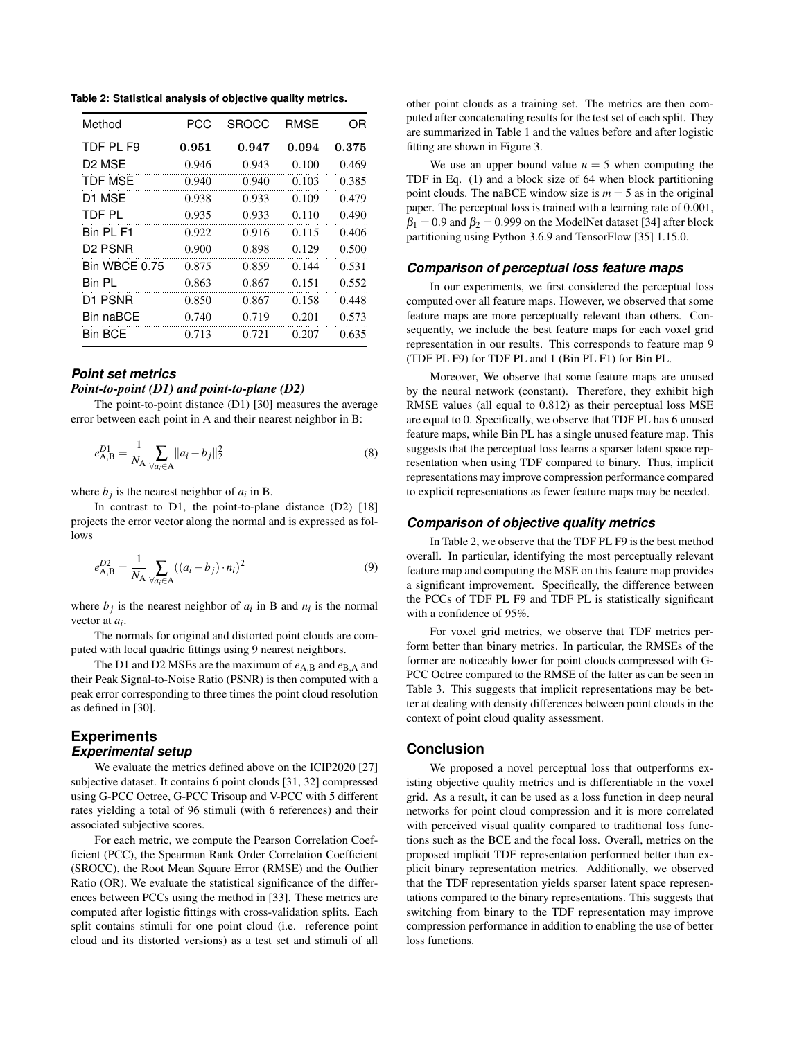**Table 2: Statistical analysis of objective quality metrics.**

| Method | PCC | SROCC | RMSE | OR |
|---|---|---|---|---|
| TDF PL F9 | **0.951** | **0.947** | **0.094** | **0.375** |
| D2 MSE | 0.946 | 0.943 | 0.100 | 0.469 |
| TDF MSE | 0.940 | 0.940 | 0.103 | 0.385 |
| D1 MSE | 0.938 | 0.933 | 0.109 | 0.479 |
| TDF PL | 0.935 | 0.933 | 0.110 | 0.490 |
| Bin PL F1 | 0.922 | 0.916 | 0.115 | 0.406 |
| D2 PSNR | 0.900 | 0.898 | 0.129 | 0.500 |
| Bin WBCE 0.75 | 0.875 | 0.859 | 0.144 | 0.531 |
| Bin PL | 0.863 | 0.867 | 0.151 | 0.552 |
| D1 PSNR | 0.850 | 0.867 | 0.158 | 0.448 |
| Bin naBCE | 0.740 | 0.719 | 0.201 | 0.573 |
| Bin BCE | 0.713 | 0.721 | 0.207 | 0.635 |

### Point set metrics

#### Point-to-point (D1) and point-to-plane (D2)

The point-to-point distance (D1) [30] measures the average error between each point in A and their nearest neighbor in B:

$$e^{D1}_{A,B} = \frac{1}{N_A} \sum_{\forall a_i \in A} \|a_i - b_j\|_2^2 \tag{8}$$

where $b_j$ is the nearest neighbor of $a_i$ in B.

In contrast to D1, the point-to-plane distance (D2) [18] projects the error vector along the normal and is expressed as follows

$$e^{D2}_{A,B} = \frac{1}{N_A} \sum_{\forall a_i \in A} ((a_i - b_j) \cdot n_i)^2 \tag{9}$$

where $b_j$ is the nearest neighbor of $a_i$ in B and $n_i$ is the normal vector at $a_i$.

The normals for original and distorted point clouds are computed with local quadric fittings using 9 nearest neighbors.

The D1 and D2 MSEs are the maximum of $e_{A,B}$ and $e_{B,A}$ and their Peak Signal-to-Noise Ratio (PSNR) is then computed with a peak error corresponding to three times the point cloud resolution as defined in [30].

## Experiments

### Experimental setup

We evaluate the metrics defined above on the ICIP2020 [27] subjective dataset. It contains 6 point clouds [31, 32] compressed using G-PCC Octree, G-PCC Trisoup and V-PCC with 5 different rates yielding a total of 96 stimuli (with 6 references) and their associated subjective scores.

For each metric, we compute the Pearson Correlation Coefficient (PCC), the Spearman Rank Order Correlation Coefficient (SROCC), the Root Mean Square Error (RMSE) and the Outlier Ratio (OR). We evaluate the statistical significance of the differences between PCCs using the method in [33]. These metrics are computed after logistic fittings with cross-validation splits. Each split contains stimuli for one point cloud (i.e. reference point cloud and its distorted versions) as a test set and stimuli of all other point clouds as a training set. The metrics are then computed after concatenating results for the test set of each split. They are summarized in Table 1 and the values before and after logistic fitting are shown in Figure 3.

We use an upper bound value $u = 5$ when computing the TDF in Eq. (1) and a block size of 64 when block partitioning point clouds. The naBCE window size is $m = 5$ as in the original paper. The perceptual loss is trained with a learning rate of 0.001, $\beta_1 = 0.9$ and $\beta_2 = 0.999$ on the ModelNet dataset [34] after block partitioning using Python 3.6.9 and TensorFlow [35] 1.15.0.

### Comparison of perceptual loss feature maps

In our experiments, we first considered the perceptual loss computed over all feature maps. However, we observed that some feature maps are more perceptually relevant than others. Consequently, we include the best feature maps for each voxel grid representation in our results. This corresponds to feature map 9 (TDF PL F9) for TDF PL and 1 (Bin PL F1) for Bin PL.

Moreover, We observe that some feature maps are unused by the neural network (constant). Therefore, they exhibit high RMSE values (all equal to 0.812) as their perceptual loss MSE are equal to 0. Specifically, we observe that TDF PL has 6 unused feature maps, while Bin PL has a single unused feature map. This suggests that the perceptual loss learns a sparser latent space representation when using TDF compared to binary. Thus, implicit representations may improve compression performance compared to explicit representations as fewer feature maps may be needed.

### Comparison of objective quality metrics

In Table 2, we observe that the TDF PL F9 is the best method overall. In particular, identifying the most perceptually relevant feature map and computing the MSE on this feature map provides a significant improvement. Specifically, the difference between the PCCs of TDF PL F9 and TDF PL is statistically significant with a confidence of 95%.

For voxel grid metrics, we observe that TDF metrics perform better than binary metrics. In particular, the RMSEs of the former are noticeably lower for point clouds compressed with G-PCC Octree compared to the RMSE of the latter as can be seen in Table 3. This suggests that implicit representations may be better at dealing with density differences between point clouds in the context of point cloud quality assessment.

## Conclusion

We proposed a novel perceptual loss that outperforms existing objective quality metrics and is differentiable in the voxel grid. As a result, it can be used as a loss function in deep neural networks for point cloud compression and it is more correlated with perceived visual quality compared to traditional loss functions such as the BCE and the focal loss. Overall, metrics on the proposed implicit TDF representation performed better than explicit binary representation metrics. Additionally, we observed that the TDF representation yields sparser latent space representations compared to the binary representations. This suggests that switching from binary to the TDF representation may improve compression performance in addition to enabling the use of better loss functions.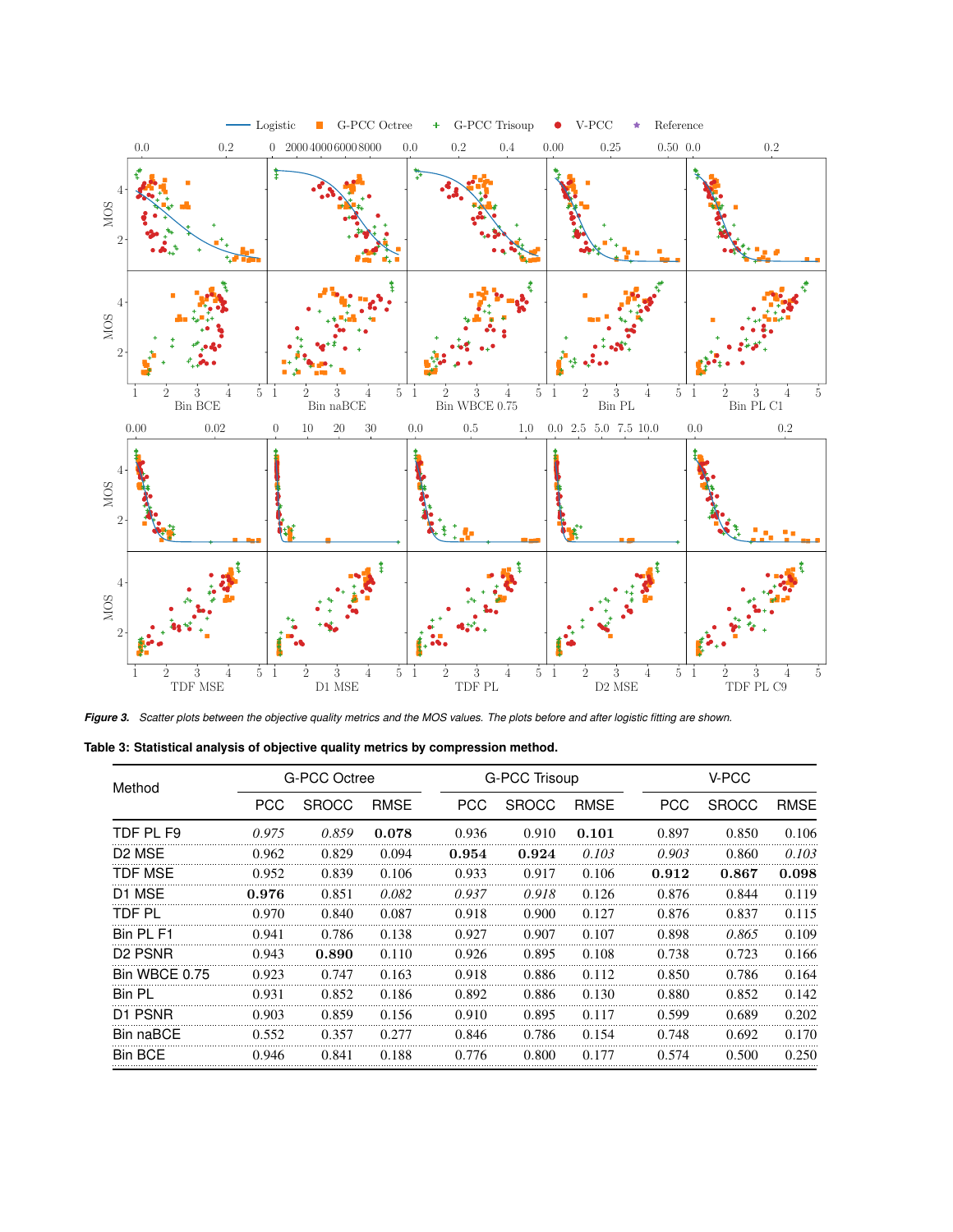**Figure 3.** *Scatter plots between the objective quality metrics and the MOS values. The plots before and after logistic fitting are shown.*

**Table 3: Statistical analysis of objective quality metrics by compression method.**

| Method | G-PCC Octree | | | G-PCC Trisoup | | | V-PCC | | |
|---|---|---|---|---|---|---|---|---|---|
| | PCC | SROCC | RMSE | PCC | SROCC | RMSE | PCC | SROCC | RMSE |
| TDF PL F9 | *0.975* | *0.859* | **0.078** | 0.936 | 0.910 | **0.101** | 0.897 | 0.850 | 0.106 |
| D2 MSE | 0.962 | 0.829 | 0.094 | **0.954** | **0.924** | *0.103* | *0.903* | 0.860 | *0.103* |
| TDF MSE | 0.952 | 0.839 | 0.106 | 0.933 | 0.917 | 0.106 | **0.912** | **0.867** | **0.098** |
| D1 MSE | **0.976** | 0.851 | *0.082* | *0.937* | *0.918* | 0.126 | 0.876 | 0.844 | 0.119 |
| TDF PL | 0.970 | 0.840 | 0.087 | 0.918 | 0.900 | 0.127 | 0.876 | 0.837 | 0.115 |
| Bin PL F1 | 0.941 | 0.786 | 0.138 | 0.927 | 0.907 | 0.107 | 0.898 | *0.865* | 0.109 |
| D2 PSNR | 0.943 | **0.890** | 0.110 | 0.926 | 0.895 | 0.108 | 0.738 | 0.723 | 0.166 |
| Bin WBCE 0.75 | 0.923 | 0.747 | 0.163 | 0.918 | 0.886 | 0.112 | 0.850 | 0.786 | 0.164 |
| Bin PL | 0.931 | 0.852 | 0.186 | 0.892 | 0.886 | 0.130 | 0.880 | 0.852 | 0.142 |
| D1 PSNR | 0.903 | 0.859 | 0.156 | 0.910 | 0.895 | 0.117 | 0.599 | 0.689 | 0.202 |
| Bin naBCE | 0.552 | 0.357 | 0.277 | 0.846 | 0.786 | 0.154 | 0.748 | 0.692 | 0.170 |
| Bin BCE | 0.946 | 0.841 | 0.188 | 0.776 | 0.800 | 0.177 | 0.574 | 0.500 | 0.250 |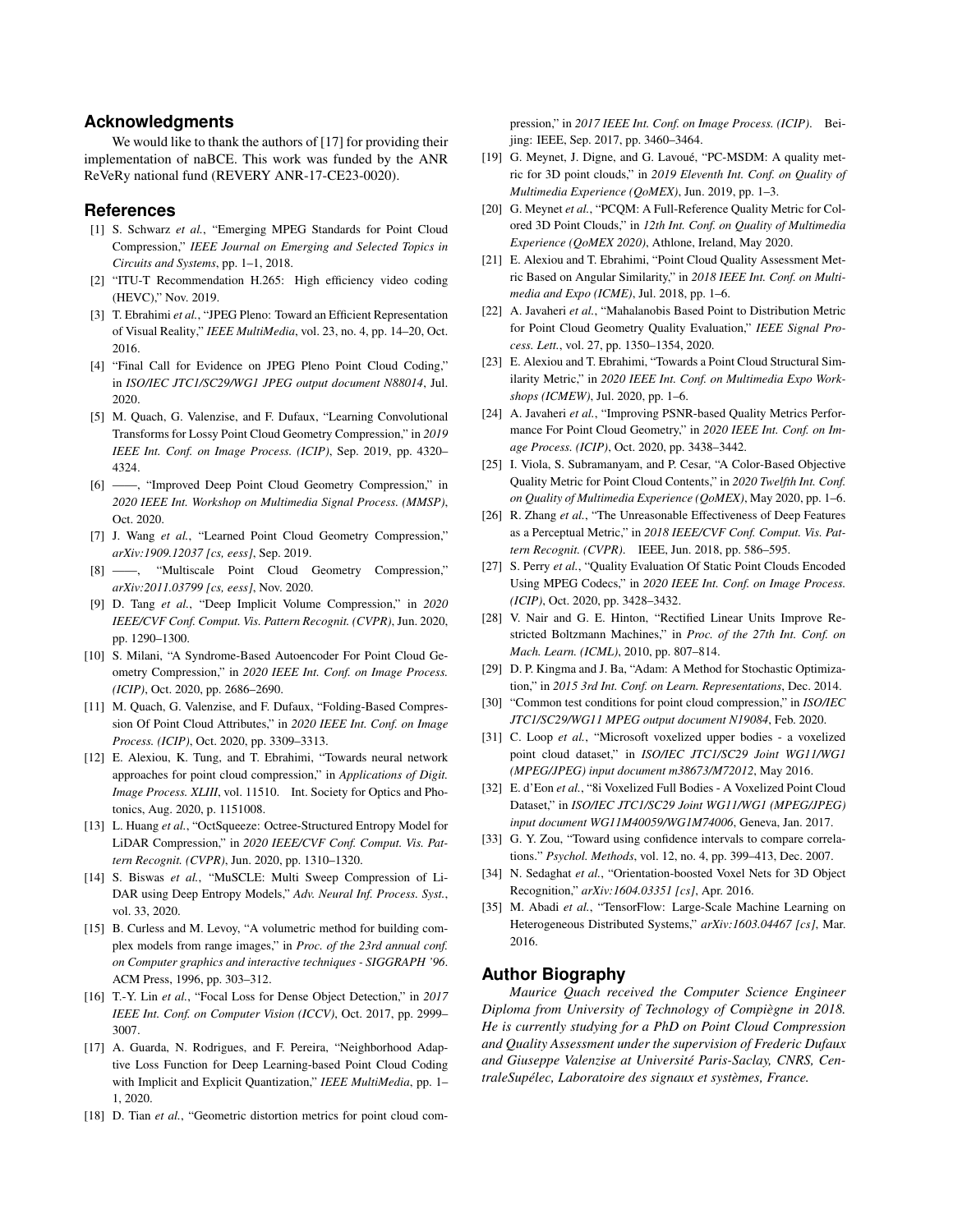## Acknowledgments

We would like to thank the authors of [17] for providing their implementation of naBCE. This work was funded by the ANR ReVeRy national fund (REVERY ANR-17-CE23-0020).

## References

[1] S. Schwarz *et al.*, "Emerging MPEG Standards for Point Cloud Compression," *IEEE Journal on Emerging and Selected Topics in Circuits and Systems*, pp. 1–1, 2018.

[2] "ITU-T Recommendation H.265: High efficiency video coding (HEVC)," Nov. 2019.

[3] T. Ebrahimi *et al.*, "JPEG Pleno: Toward an Efficient Representation of Visual Reality," *IEEE MultiMedia*, vol. 23, no. 4, pp. 14–20, Oct. 2016.

[4] "Final Call for Evidence on JPEG Pleno Point Cloud Coding," in *ISO/IEC JTC1/SC29/WG1 JPEG output document N88014*, Jul. 2020.

[5] M. Quach, G. Valenzise, and F. Dufaux, "Learning Convolutional Transforms for Lossy Point Cloud Geometry Compression," in *2019 IEEE Int. Conf. on Image Process. (ICIP)*, Sep. 2019, pp. 4320–4324.

[6] ——, "Improved Deep Point Cloud Geometry Compression," in *2020 IEEE Int. Workshop on Multimedia Signal Process. (MMSP)*, Oct. 2020.

[7] J. Wang *et al.*, "Learned Point Cloud Geometry Compression," *arXiv:1909.12037 [cs, eess]*, Sep. 2019.

[8] ——, "Multiscale Point Cloud Geometry Compression," *arXiv:2011.03799 [cs, eess]*, Nov. 2020.

[9] D. Tang *et al.*, "Deep Implicit Volume Compression," in *2020 IEEE/CVF Conf. Comput. Vis. Pattern Recognit. (CVPR)*, Jun. 2020, pp. 1290–1300.

[10] S. Milani, "A Syndrome-Based Autoencoder For Point Cloud Geometry Compression," in *2020 IEEE Int. Conf. on Image Process. (ICIP)*, Oct. 2020, pp. 2686–2690.

[11] M. Quach, G. Valenzise, and F. Dufaux, "Folding-Based Compression Of Point Cloud Attributes," in *2020 IEEE Int. Conf. on Image Process. (ICIP)*, Oct. 2020, pp. 3309–3313.

[12] E. Alexiou, K. Tung, and T. Ebrahimi, "Towards neural network approaches for point cloud compression," in *Applications of Digit. Image Process. XLIII*, vol. 11510. Int. Society for Optics and Photonics, Aug. 2020, p. 1151008.

[13] L. Huang *et al.*, "OctSqueeze: Octree-Structured Entropy Model for LiDAR Compression," in *2020 IEEE/CVF Conf. Comput. Vis. Pattern Recognit. (CVPR)*, Jun. 2020, pp. 1310–1320.

[14] S. Biswas *et al.*, "MuSCLE: Multi Sweep Compression of LiDAR using Deep Entropy Models," *Adv. Neural Inf. Process. Syst.*, vol. 33, 2020.

[15] B. Curless and M. Levoy, "A volumetric method for building complex models from range images," in *Proc. of the 23rd annual conf. on Computer graphics and interactive techniques - SIGGRAPH '96*. ACM Press, 1996, pp. 303–312.

[16] T.-Y. Lin *et al.*, "Focal Loss for Dense Object Detection," in *2017 IEEE Int. Conf. on Computer Vision (ICCV)*, Oct. 2017, pp. 2999–3007.

[17] A. Guarda, N. Rodrigues, and F. Pereira, "Neighborhood Adaptive Loss Function for Deep Learning-based Point Cloud Coding with Implicit and Explicit Quantization," *IEEE MultiMedia*, pp. 1–1, 2020.

[18] D. Tian *et al.*, "Geometric distortion metrics for point cloud compression," in *2017 IEEE Int. Conf. on Image Process. (ICIP)*. Beijing: IEEE, Sep. 2017, pp. 3460–3464.

[19] G. Meynet, J. Digne, and G. Lavoué, "PC-MSDM: A quality metric for 3D point clouds," in *2019 Eleventh Int. Conf. on Quality of Multimedia Experience (QoMEX)*, Jun. 2019, pp. 1–3.

[20] G. Meynet *et al.*, "PCQM: A Full-Reference Quality Metric for Colored 3D Point Clouds," in *12th Int. Conf. on Quality of Multimedia Experience (QoMEX 2020)*, Athlone, Ireland, May 2020.

[21] E. Alexiou and T. Ebrahimi, "Point Cloud Quality Assessment Metric Based on Angular Similarity," in *2018 IEEE Int. Conf. on Multimedia and Expo (ICME)*, Jul. 2018, pp. 1–6.

[22] A. Javaheri *et al.*, "Mahalanobis Based Point to Distribution Metric for Point Cloud Geometry Quality Evaluation," *IEEE Signal Process. Lett.*, vol. 27, pp. 1350–1354, 2020.

[23] E. Alexiou and T. Ebrahimi, "Towards a Point Cloud Structural Similarity Metric," in *2020 IEEE Int. Conf. on Multimedia Expo Workshops (ICMEW)*, Jul. 2020, pp. 1–6.

[24] A. Javaheri *et al.*, "Improving PSNR-based Quality Metrics Performance For Point Cloud Geometry," in *2020 IEEE Int. Conf. on Image Process. (ICIP)*, Oct. 2020, pp. 3438–3442.

[25] I. Viola, S. Subramanyam, and P. Cesar, "A Color-Based Objective Quality Metric for Point Cloud Contents," in *2020 Twelfth Int. Conf. on Quality of Multimedia Experience (QoMEX)*, May 2020, pp. 1–6.

[26] R. Zhang *et al.*, "The Unreasonable Effectiveness of Deep Features as a Perceptual Metric," in *2018 IEEE/CVF Conf. Comput. Vis. Pattern Recognit. (CVPR)*. IEEE, Jun. 2018, pp. 586–595.

[27] S. Perry *et al.*, "Quality Evaluation Of Static Point Clouds Encoded Using MPEG Codecs," in *2020 IEEE Int. Conf. on Image Process. (ICIP)*, Oct. 2020, pp. 3428–3432.

[28] V. Nair and G. E. Hinton, "Rectified Linear Units Improve Restricted Boltzmann Machines," in *Proc. of the 27th Int. Conf. on Mach. Learn. (ICML)*, 2010, pp. 807–814.

[29] D. P. Kingma and J. Ba, "Adam: A Method for Stochastic Optimization," in *2015 3rd Int. Conf. on Learn. Representations*, Dec. 2014.

[30] "Common test conditions for point cloud compression," in *ISO/IEC JTC1/SC29/WG11 MPEG output document N19084*, Feb. 2020.

[31] C. Loop *et al.*, "Microsoft voxelized upper bodies - a voxelized point cloud dataset," in *ISO/IEC JTC1/SC29 Joint WG11/WG1 (MPEG/JPEG) input document m38673/M72012*, May 2016.

[32] E. d'Eon *et al.*, "8i Voxelized Full Bodies - A Voxelized Point Cloud Dataset," in *ISO/IEC JTC1/SC29 Joint WG11/WG1 (MPEG/JPEG) input document WG11M40059/WG1M74006*, Geneva, Jan. 2017.

[33] G. Y. Zou, "Toward using confidence intervals to compare correlations." *Psychol. Methods*, vol. 12, no. 4, pp. 399–413, Dec. 2007.

[34] N. Sedaghat *et al.*, "Orientation-boosted Voxel Nets for 3D Object Recognition," *arXiv:1604.03351 [cs]*, Apr. 2016.

[35] M. Abadi *et al.*, "TensorFlow: Large-Scale Machine Learning on Heterogeneous Distributed Systems," *arXiv:1603.04467 [cs]*, Mar. 2016.

## Author Biography

*Maurice Quach received the Computer Science Engineer Diploma from University of Technology of Compiègne in 2018. He is currently studying for a PhD on Point Cloud Compression and Quality Assessment under the supervision of Frederic Dufaux and Giuseppe Valenzise at Université Paris-Saclay, CNRS, CentraleSupélec, Laboratoire des signaux et systèmes, France.*